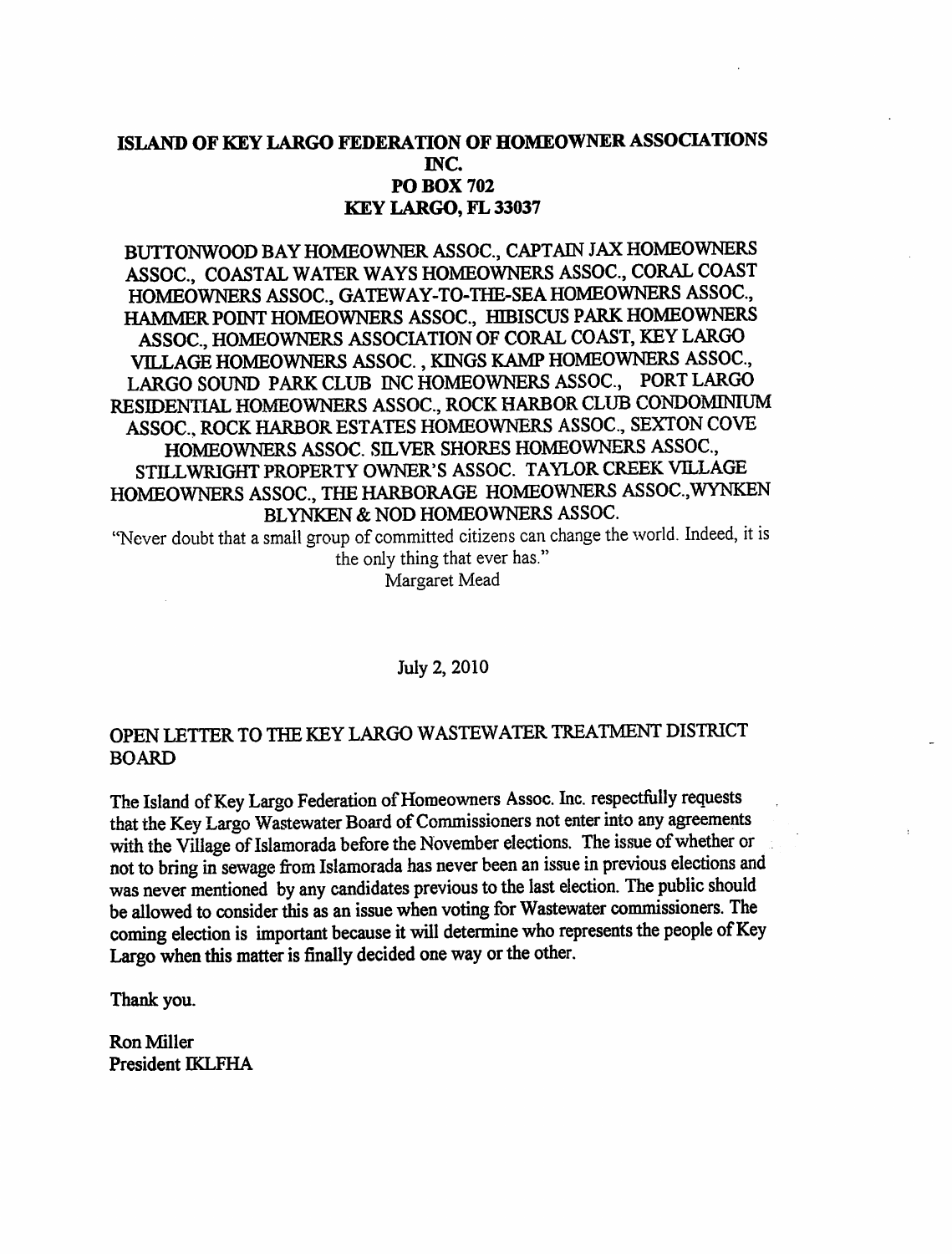**ISLAND OF KEY LARGO FEDERATION OF HOMEOWNER ASSOCIATIONS INC.**
**PO BOX 702**
**KEY LARGO, FL 33037**

BUTTONWOOD BAY HOMEOWNER ASSOC., CAPTAIN JAX HOMEOWNERS ASSOC., COASTAL WATER WAYS HOMEOWNERS ASSOC., CORAL COAST HOMEOWNERS ASSOC., GATEWAY-TO-THE-SEA HOMEOWNERS ASSOC., HAMMER POINT HOMEOWNERS ASSOC., HIBISCUS PARK HOMEOWNERS ASSOC., HOMEOWNERS ASSOCIATION OF CORAL COAST, KEY LARGO VILLAGE HOMEOWNERS ASSOC. , KINGS KAMP HOMEOWNERS ASSOC., LARGO SOUND PARK CLUB INC HOMEOWNERS ASSOC., PORT LARGO RESIDENTIAL HOMEOWNERS ASSOC., ROCK HARBOR CLUB CONDOMINIUM ASSOC., ROCK HARBOR ESTATES HOMEOWNERS ASSOC., SEXTON COVE HOMEOWNERS ASSOC. SILVER SHORES HOMEOWNERS ASSOC., STILLWRIGHT PROPERTY OWNER'S ASSOC. TAYLOR CREEK VILLAGE HOMEOWNERS ASSOC., THE HARBORAGE HOMEOWNERS ASSOC.,WYNKEN BLYNKEN & NOD HOMEOWNERS ASSOC.

"Never doubt that a small group of committed citizens can change the world. Indeed, it is the only thing that ever has."
Margaret Mead

July 2, 2010

OPEN LETTER TO THE KEY LARGO WASTEWATER TREATMENT DISTRICT BOARD

The Island of Key Largo Federation of Homeowners Assoc. Inc. respectfully requests that the Key Largo Wastewater Board of Commissioners not enter into any agreements with the Village of Islamorada before the November elections. The issue of whether or not to bring in sewage from Islamorada has never been an issue in previous elections and was never mentioned by any candidates previous to the last election. The public should be allowed to consider this as an issue when voting for Wastewater commissioners. The coming election is important because it will determine who represents the people of Key Largo when this matter is finally decided one way or the other.

Thank you.

Ron Miller
President IKLFHA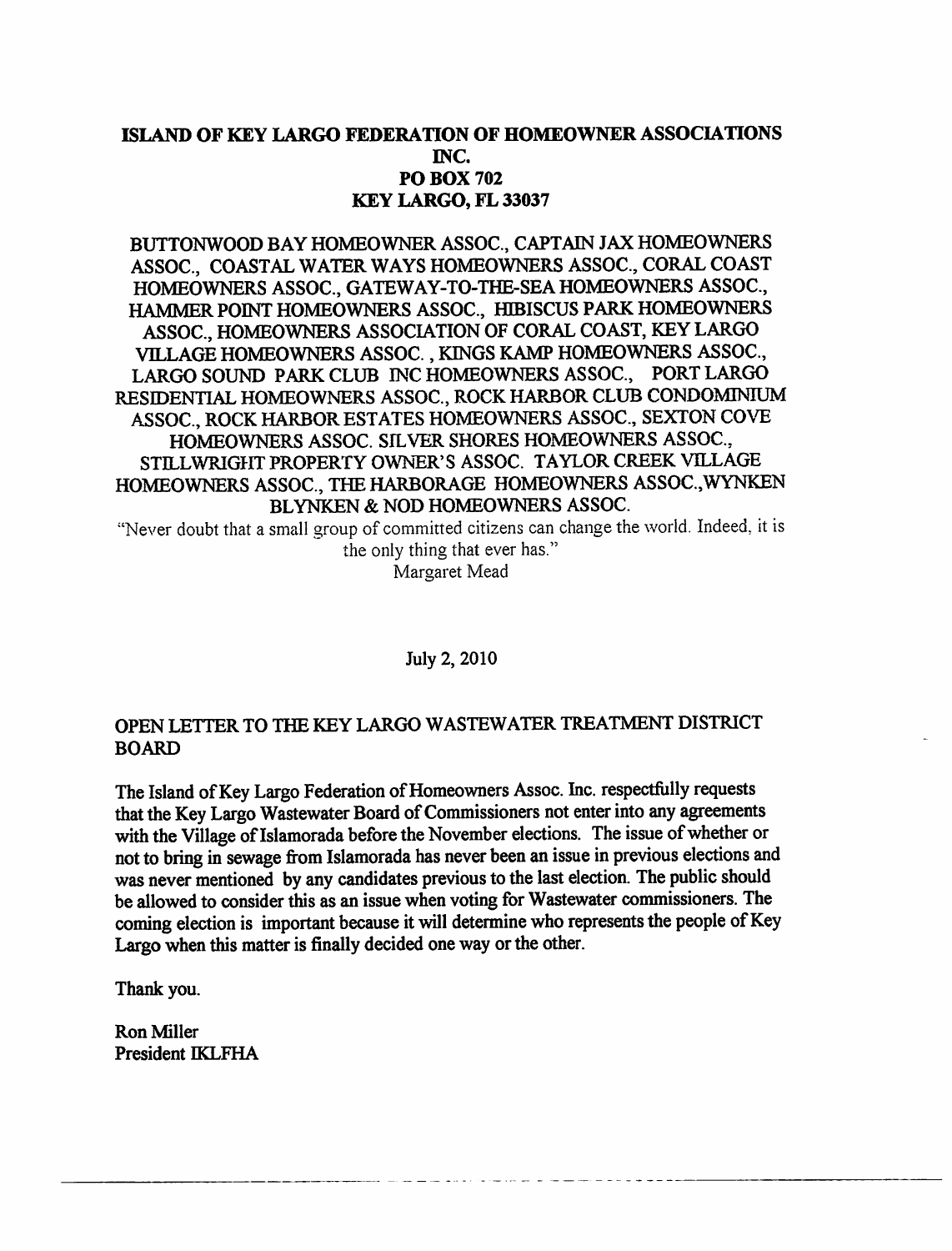# ISLAND OF KEY LARGO FEDERATION OF HOMEOWNER ASSOCIATIONS INC.
## PO BOX 702
## KEY LARGO, FL 33037

**BUTTONWOOD BAY HOMEOWNER ASSOC., CAPTAIN JAX HOMEOWNERS ASSOC., COASTAL WATER WAYS HOMEOWNERS ASSOC., CORAL COAST HOMEOWNERS ASSOC., GATEWAY-TO-THE-SEA HOMEOWNERS ASSOC., HAMMER POINT HOMEOWNERS ASSOC., HIBISCUS PARK HOMEOWNERS ASSOC., HOMEOWNERS ASSOCIATION OF CORAL COAST, KEY LARGO VILLAGE HOMEOWNERS ASSOC. , KINGS KAMP HOMEOWNERS ASSOC., LARGO SOUND PARK CLUB INC HOMEOWNERS ASSOC., PORT LARGO RESIDENTIAL HOMEOWNERS ASSOC., ROCK HARBOR CLUB CONDOMINIUM ASSOC., ROCK HARBOR ESTATES HOMEOWNERS ASSOC., SEXTON COVE HOMEOWNERS ASSOC. SILVER SHORES HOMEOWNERS ASSOC., STILLWRIGHT PROPERTY OWNER'S ASSOC. TAYLOR CREEK VILLAGE HOMEOWNERS ASSOC., THE HARBORAGE HOMEOWNERS ASSOC.,WYNKEN BLYNKEN & NOD HOMEOWNERS ASSOC.**

"Never doubt that a small group of committed citizens can change the world. Indeed, it is the only thing that ever has."
Margaret Mead

July 2, 2010

OPEN LETTER TO THE KEY LARGO WASTEWATER TREATMENT DISTRICT BOARD

The Island of Key Largo Federation of Homeowners Assoc. Inc. respectfully requests that the Key Largo Wastewater Board of Commissioners not enter into any agreements with the Village of Islamorada before the November elections. The issue of whether or not to bring in sewage from Islamorada has never been an issue in previous elections and was never mentioned by any candidates previous to the last election. The public should be allowed to consider this as an issue when voting for Wastewater commissioners. The coming election is important because it will determine who represents the people of Key Largo when this matter is finally decided one way or the other.

Thank you.

Ron Miller
President IKLFHA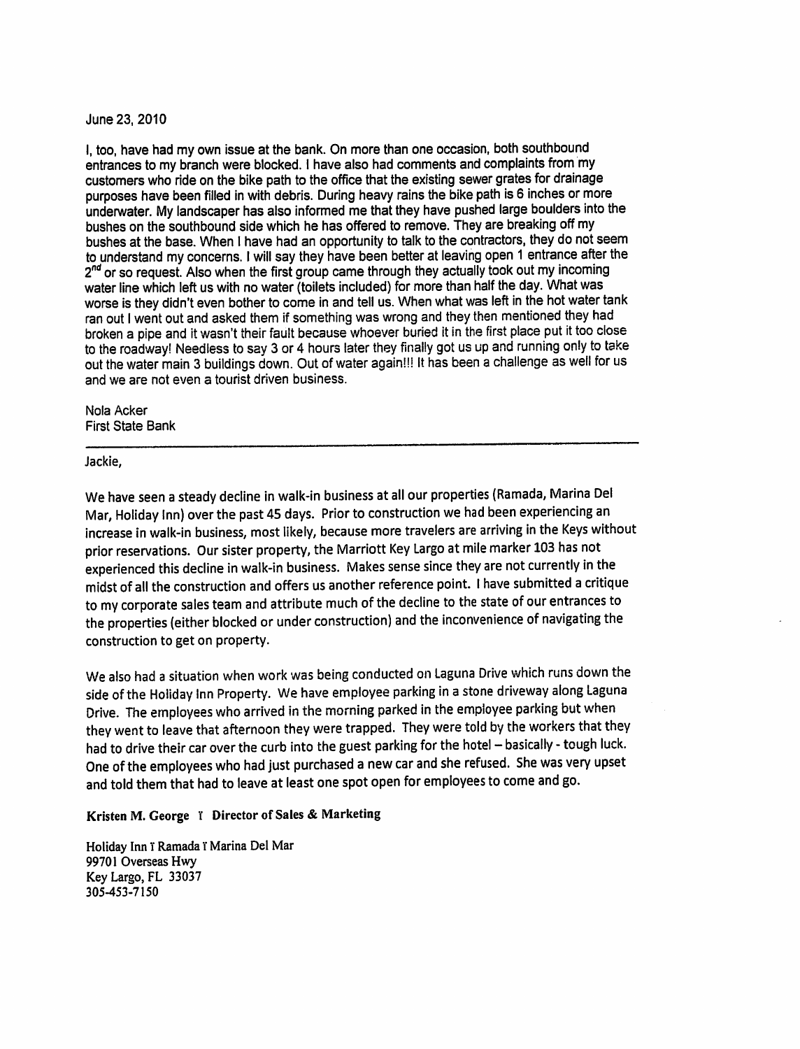June 23, 2010

I, too, have had my own issue at the bank. On more than one occasion, both southbound entrances to my branch were blocked. I have also had comments and complaints from my customers who ride on the bike path to the office that the existing sewer grates for drainage purposes have been filled in with debris. During heavy rains the bike path is 6 inches or more underwater. My landscaper has also informed me that they have pushed large boulders into the bushes on the southbound side which he has offered to remove. They are breaking off my bushes at the base. When I have had an opportunity to talk to the contractors, they do not seem to understand my concerns. I will say they have been better at leaving open 1 entrance after the 2[nd] or so request. Also when the first group came through they actually took out my incoming water line which left us with no water (toilets included) for more than half the day. What was worse is they didn't even bother to come in and tell us. When what was left in the hot water tank ran out I went out and asked them if something was wrong and they then mentioned they had broken a pipe and it wasn't their fault because whoever buried it in the first place put it too close to the roadway! Needless to say 3 or 4 hours later they finally got us up and running only to take out the water main 3 buildings down. Out of water again!!! It has been a challenge as well for us and we are not even a tourist driven business.

Nola Acker
First State Bank

---

Jackie,

We have seen a steady decline in walk-in business at all our properties (Ramada, Marina Del Mar, Holiday Inn) over the past 45 days. Prior to construction we had been experiencing an increase in walk-in business, most likely, because more travelers are arriving in the Keys without prior reservations. Our sister property, the Marriott Key Largo at mile marker 103 has not experienced this decline in walk-in business. Makes sense since they are not currently in the midst of all the construction and offers us another reference point. I have submitted a critique to my corporate sales team and attribute much of the decline to the state of our entrances to the properties (either blocked or under construction) and the inconvenience of navigating the construction to get on property.

We also had a situation when work was being conducted on Laguna Drive which runs down the side of the Holiday Inn Property. We have employee parking in a stone driveway along Laguna Drive. The employees who arrived in the morning parked in the employee parking but when they went to leave that afternoon they were trapped. They were told by the workers that they had to drive their car over the curb into the guest parking for the hotel – basically - tough luck. One of the employees who had just purchased a new car and she refused. She was very upset and told them that had to leave at least one spot open for employees to come and go.

**Kristen M. George Ī Director of Sales & Marketing**

Holiday Inn Ī Ramada Ī Marina Del Mar
99701 Overseas Hwy
Key Largo, FL 33037
305-453-7150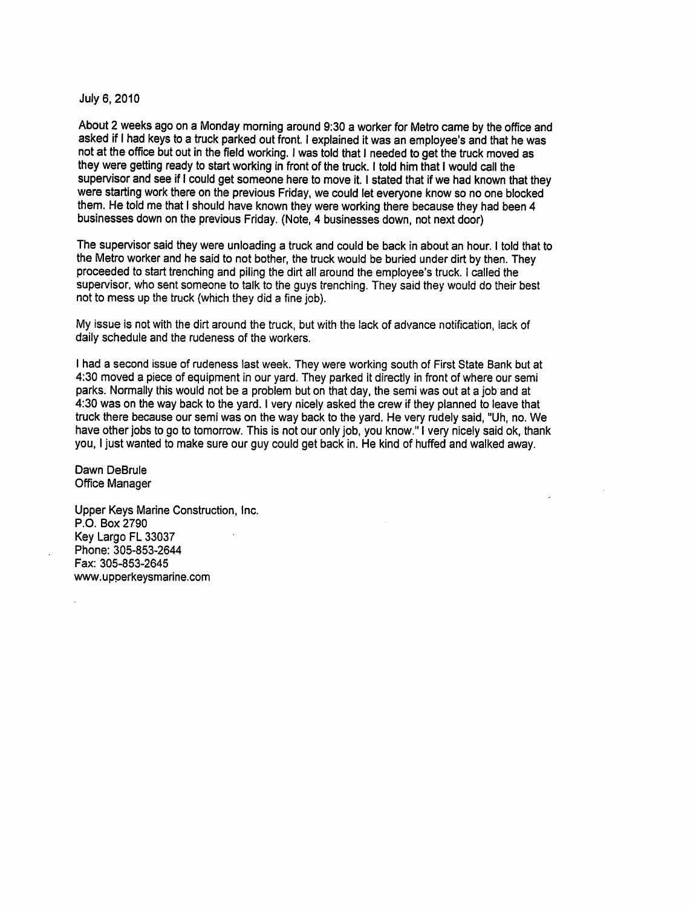July 6, 2010

About 2 weeks ago on a Monday morning around 9:30 a worker for Metro came by the office and asked if I had keys to a truck parked out front. I explained it was an employee's and that he was not at the office but out in the field working. I was told that I needed to get the truck moved as they were getting ready to start working in front of the truck. I told him that I would call the supervisor and see if I could get someone here to move it. I stated that if we had known that they were starting work there on the previous Friday, we could let everyone know so no one blocked them. He told me that I should have known they were working there because they had been 4 businesses down on the previous Friday. (Note, 4 businesses down, not next door)

The supervisor said they were unloading a truck and could be back in about an hour. I told that to the Metro worker and he said to not bother, the truck would be buried under dirt by then. They proceeded to start trenching and piling the dirt all around the employee's truck. I called the supervisor, who sent someone to talk to the guys trenching. They said they would do their best not to mess up the truck (which they did a fine job).

My issue is not with the dirt around the truck, but with the lack of advance notification, lack of daily schedule and the rudeness of the workers.

I had a second issue of rudeness last week. They were working south of First State Bank but at 4:30 moved a piece of equipment in our yard. They parked it directly in front of where our semi parks. Normally this would not be a problem but on that day, the semi was out at a job and at 4:30 was on the way back to the yard. I very nicely asked the crew if they planned to leave that truck there because our semi was on the way back to the yard. He very rudely said, "Uh, no. We have other jobs to go to tomorrow. This is not our only job, you know." I very nicely said ok, thank you, I just wanted to make sure our guy could get back in. He kind of huffed and walked away.

Dawn DeBrule
Office Manager

Upper Keys Marine Construction, Inc.
P.O. Box 2790
Key Largo FL 33037
Phone: 305-853-2644
Fax: 305-853-2645
www.upperkeysmarine.com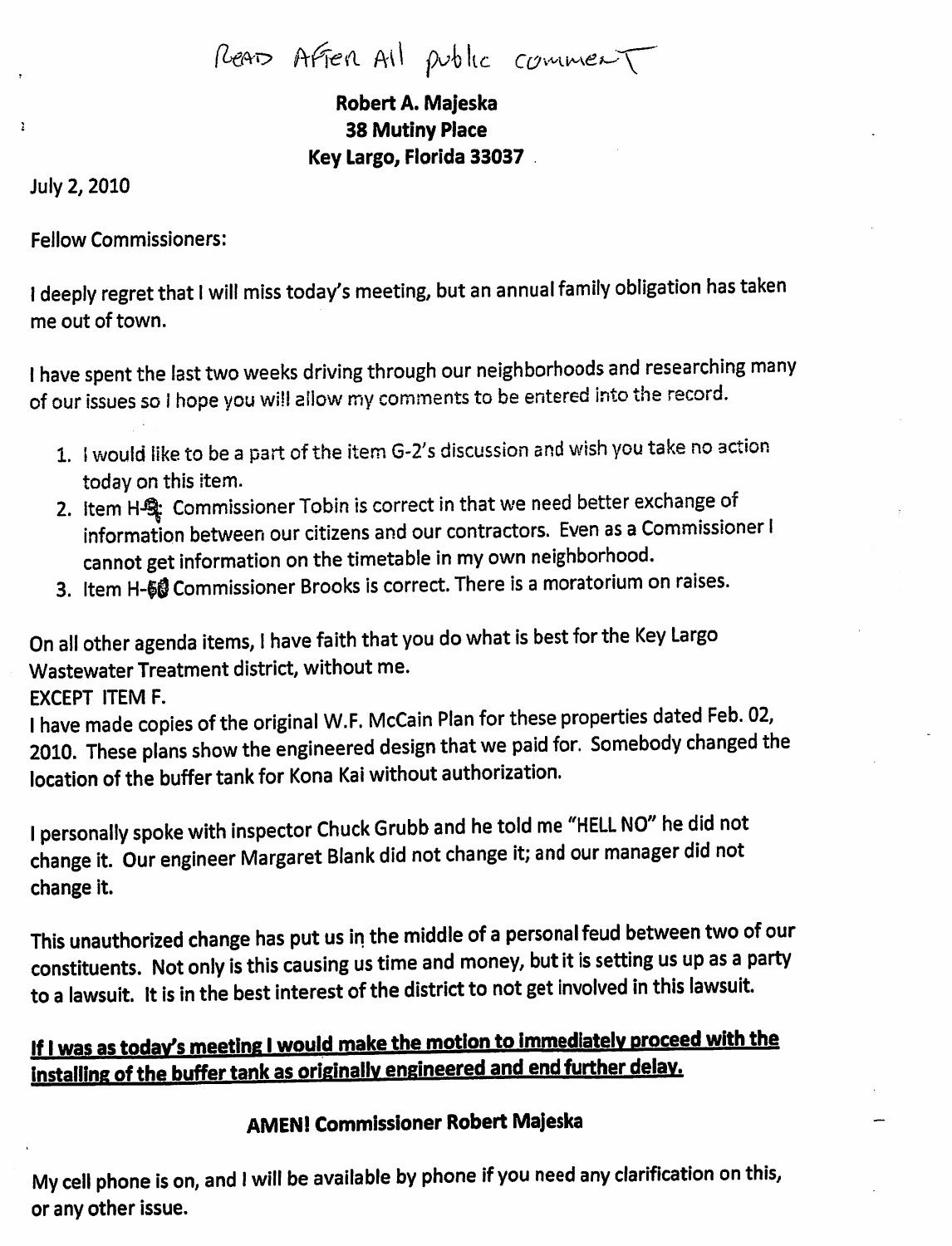Read After All public comment

**Robert A. Majeska**
**38 Mutiny Place**
**Key Largo, Florida 33037**

July 2, 2010

Fellow Commissioners:

I deeply regret that I will miss today's meeting, but an annual family obligation has taken me out of town.

I have spent the last two weeks driving through our neighborhoods and researching many of our issues so I hope you will allow my comments to be entered into the record.

1. I would like to be a part of the item G-2's discussion and wish you take no action today on this item.
2. Item H-9: Commissioner Tobin is correct in that we need better exchange of information between our citizens and our contractors. Even as a Commissioner I cannot get information on the timetable in my own neighborhood.
3. Item H-10 Commissioner Brooks is correct. There is a moratorium on raises.

On all other agenda items, I have faith that you do what is best for the Key Largo Wastewater Treatment district, without me.
EXCEPT ITEM F.
I have made copies of the original W.F. McCain Plan for these properties dated Feb. 02, 2010. These plans show the engineered design that we paid for. Somebody changed the location of the buffer tank for Kona Kai without authorization.

I personally spoke with inspector Chuck Grubb and he told me "HELL NO" he did not change it. Our engineer Margaret Blank did not change it; and our manager did not change it.

This unauthorized change has put us in the middle of a personal feud between two of our constituents. Not only is this causing us time and money, but it is setting us up as a party to a lawsuit. It is in the best interest of the district to not get involved in this lawsuit.

**If I was as today's meeting I would make the motion to immediately proceed with the installing of the buffer tank as originally engineered and end further delay.**

**AMEN! Commissioner Robert Majeska**

My cell phone is on, and I will be available by phone if you need any clarification on this, or any other issue.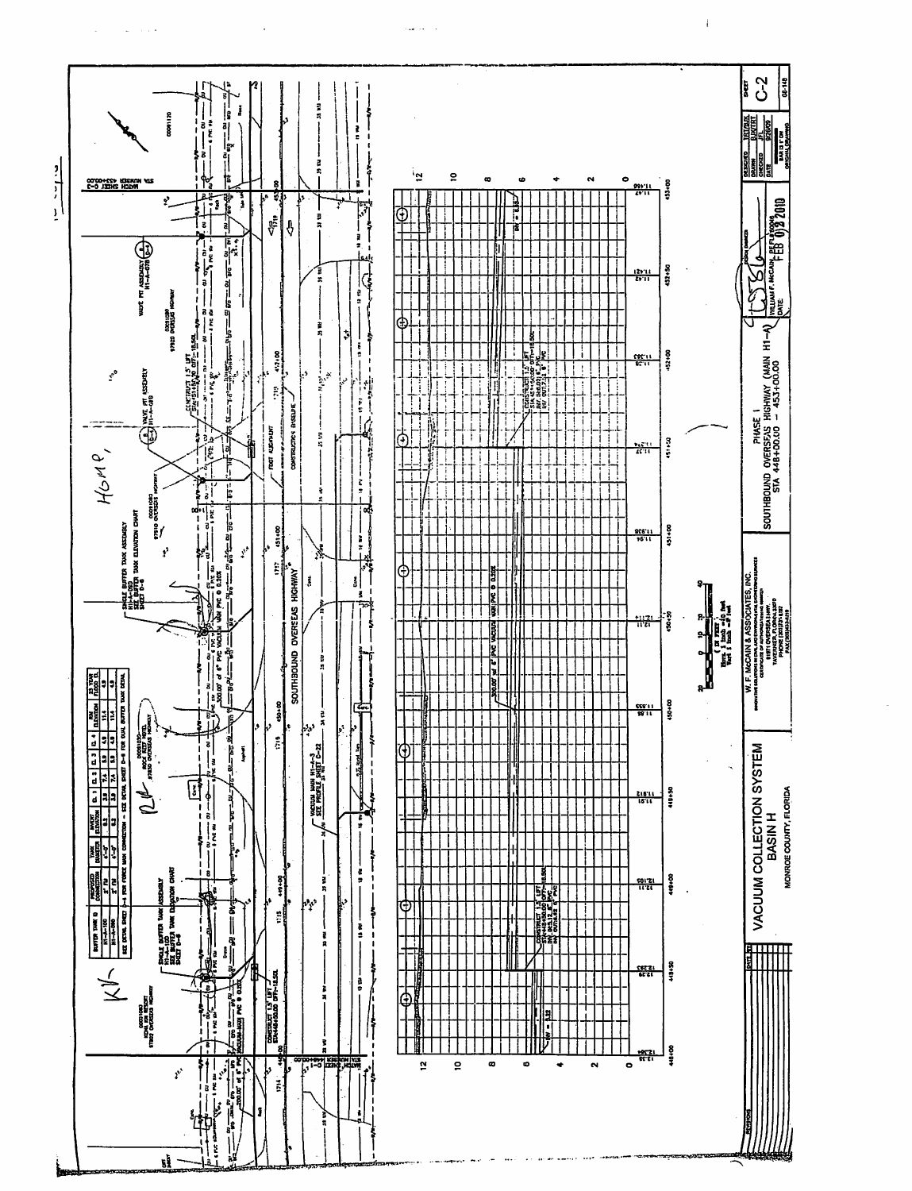| BUFFER TANK ID | PROPOSED CONNECTION | TANK DIAMETER | INVERT ELEVATION | CL 1 | CL 2 | CL 3 | CL 4 | RIM ELEVATION | 25 YEAR FLOOD EL |
|---|---|---|---|---|---|---|---|---|---|
| H1-A-100 | 3" FM | 4'-0" | 6.2 | 3.8 | 7.4 | 3.8 | 4.8 | 11.4 | 4.8 |
| H1-A-080 | 3" FM | 4'-0" | 6.2 | 3.8 | 7.4 | 3.8 | 4.8 | 11.4 | 4.8 |

SEE DETAIL SHEET D-6 FOR FORCE MAIN CONNECTION – SEE DETAIL SHEET D-8 FOR DUAL BUFFER TANK DETAIL

MATCH SHEET C-1 STA NUMBER 448+00.00

MATCH SHEET C-3 STA NUMBER 453+00.00

SINGLE BUFFER TANK ASSEMBLY H1-A-100 SEE BUFFER TANK ELEVATION CHART SHEET D-8

SINGLE BUFFER TANK ASSEMBLY H1-A-080 SEE BUFFER TANK ELEVATION CHART SHEET D-8

VALVE PIT ASSEMBLY H1-A-078

VALVE PIT ASSEMBLY H1-A-089

CONSTRUCT 1.5' LIFT STA=448+50.00 OFFT=18.50L

CONSTRUCT 1.5' LIFT STA=451+50.00 OFFT=18.50L

200.00' of 6" PVC VACUUM MAIN PVC @ 0.20%

300.00' of 6" PVC VACUUM MAIN PVC @ 0.20%

VACUUM MAIN H1-A-3 SEE PROFILE SHEET C-22

SOUTHBOUND OVERSEAS HIGHWAY

FDOT ALIGNMENT

CONSTRUCTION ENVELOPE

CONSTRUCT 1.5' LIFT STA 448+50.00 OFFT=18.50L INV IN=5.12 6" PVC INV OUT=6.62 6" PVC

CONSTRUCT 1.5' LIFT STA 451+50.00 OFFT=18.50L INV IN=5.62 6" PVC INV OUT=7.12 6" PVC

INV = 5.32

INV = 6.85

Stations: 448+00, 448+50, 449+00, 449+50, 450+00, 450+50, 451+00, 451+50, 452+00, 452+50, 453+00

Ground elevations: 12.36 / 12.354; 12.39 / 12.393; 12.11 / 12.105; 11.91 / 11.912; 11.85 / 11.855; 12.11 / 12.114; 11.94 / 11.936; 11.57 / 11.574; 11.39 / 11.393; 11.42 / 11.421; 11.47 / 11.468

Elevations: 0, 2, 4, 6, 8, 10, 12

( IN FEET ) Horiz. 1 inch = 40 feet; Vert. 1 inch = 4 feet

W. F. McCAIN & ASSOCIATES, INC.

VACUUM COLLECTION SYSTEM
BASIN H
MONROE COUNTY, FLORIDA

PHASE 1
SOUTHBOUND OVERSEAS HIGHWAY (MAIN H1-A)
STA 448+00.00 – 453+00.00

WILLIAM F. McCAIN, PE FL#50046
DATE: FEB 03 2010

SHEET C-2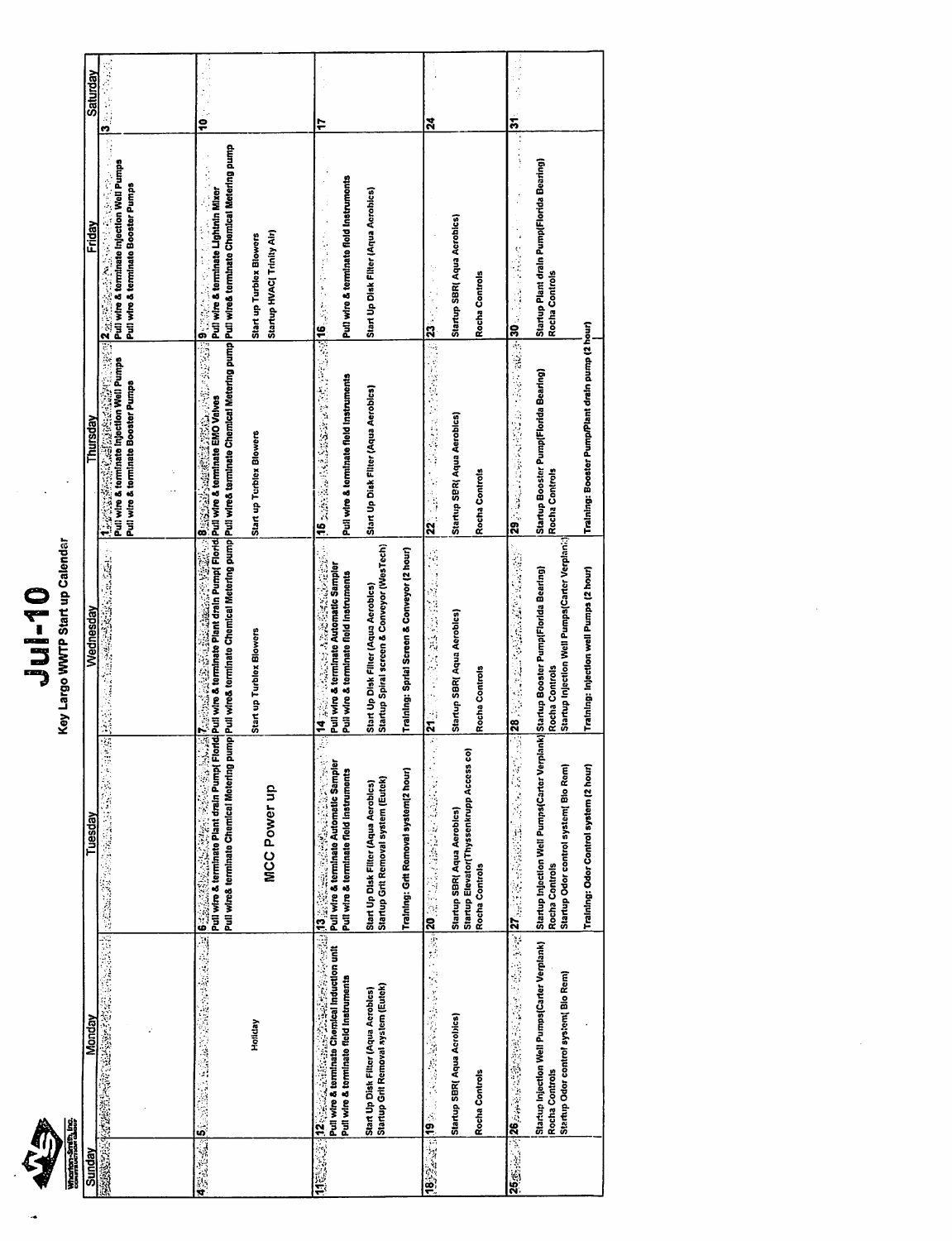Wharton-Smith, Inc.

# Jul-10

## Key Largo WWTP Start up Calendar

| Sunday | Monday | Tuesday | Wednesday | Thursday | Friday | Saturday |
|---|---|---|---|---|---|---|
| | | | | 1<br>Pull wire & terminate Injection Well Pumps<br>Pull wire & terminate Booster Pumps | 2<br>Pull wire & terminate Injection Well Pumps<br>Pull wire & terminate Booster Pumps | 3 |
| 4 | 5<br>Holiday | 6<br>Pull wire & terminate Plant drain Pump( Florid<br>Pull wire& terminate Chemical Metering pump<br>MCC Power up | 7<br>Pull wire & terminate Plant drain Pump( Florid<br>Pull wire& terminate Chemical Metering pump<br>Start up Turblex Blowers | 8<br>Pull wire & terminate EMO Valves<br>Pull wire& terminate Chemical Metering pump<br>Start up Turblex Blowers | 9<br>Pull wire & terminate Lightnin Mixer<br>Pull wire& terminate Chemical Metering pump<br>Start up Turblex Blowers<br>Startup HVAC( Trinity Air) | 10 |
| 11 | 12<br>Pull wire & terminate Chemical Induction unit<br>Pull wire & terminate field Instruments<br>Start Up Disk Filter (Aqua Aerobics)<br>Startup Grit Removal system (Eutek) | 13<br>Pull wire & terminate Automatic Sampler<br>Pull wire & terminate field Instruments<br>Start Up Disk Filter (Aqua Aerobics)<br>Startup Grit Removal system (Eutek)<br>Training: Grit Removal system(2 hour) | 14<br>Pull wire & terminate Automatic Sampler<br>Pull wire & terminate field Instruments<br>Start Up Disk Filter (Aqua Aerobics)<br>Startup Spiral screen & Conveyor (WesTech)<br>Training: Sprial Screen & Conveyor (2 hour) | 15<br>Pull wire & terminate field Instruments<br>Start Up Disk Filter (Aqua Aerobics) | 16<br>Pull wire & terminate field Instruments<br>Start Up Disk Filter (Aqua Aerobics) | 17 |
| 18 | 19<br>Startup SBR( Aqua Aerobics)<br>Rocha Controls | 20<br>Startup SBR( Aqua Aerobics)<br>Startup Elevator(Thyssenkrupp Access co)<br>Rocha Controls | 21<br>Startup SBR( Aqua Aerobics)<br>Rocha Controls | 22<br>Startup SBR( Aqua Aerobics)<br>Rocha Controls | 23<br>Startup SBR( Aqua Aerobics)<br>Rocha Controls | 24 |
| 25 | 26<br>Startup Injection Well Pumps(Carter Verplank)<br>Rocha Controls<br>Startup Odor control system( Bio Rem) | 27<br>Startup Injection Well Pumps(Carter Verplank)<br>Rocha Controls<br>Startup Odor control system( Bio Rem)<br>Training: Odor Control system (2 hour) | 28<br>Startup Booster Pump(Florida Bearing)<br>Rocha Controls<br>Startup Injection Well Pumps(Carter Verplank)<br>Training: Injection well Pumps (2 hour) | 29<br>Startup Booster Pump(Florida Bearing)<br>Rocha Controls<br>Training: Booster Pump/Plant drain pump (2 hour) | 30<br>Startup Plant drain Pump(Florida Bearing)<br>Rocha Controls | 31 |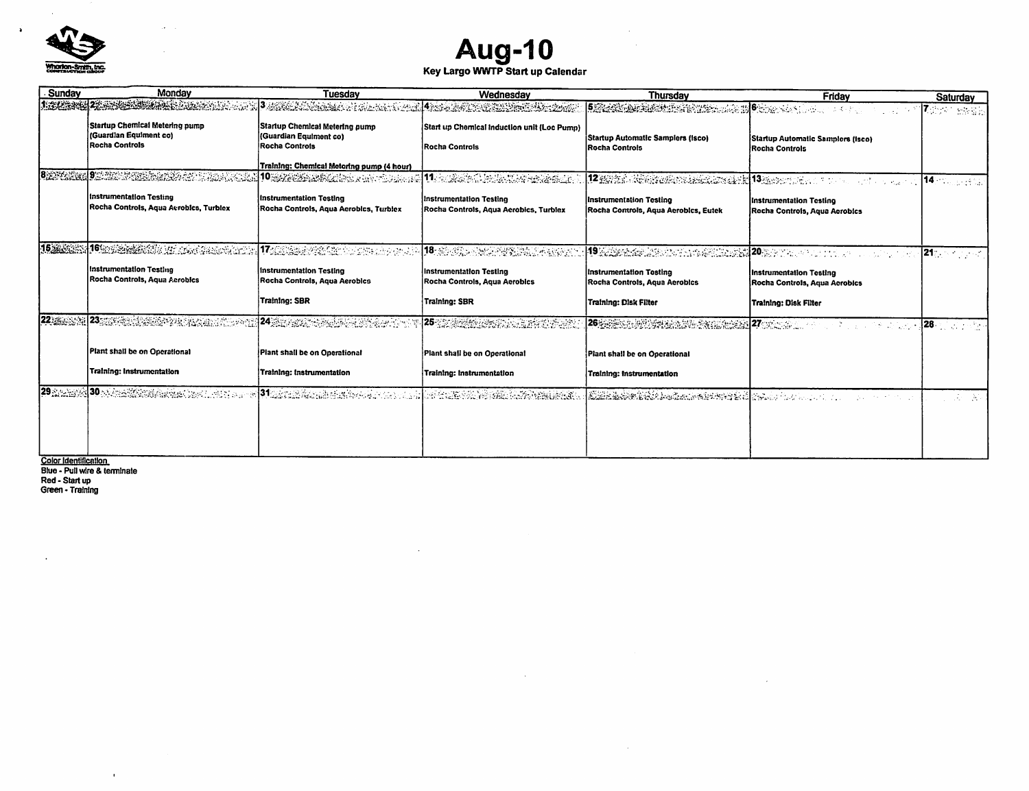Wharton-Smith, Inc.

# Aug-10

**Key Largo WWTP Start up Calendar**

| Sunday | Monday | Tuesday | Wednesday | Thursday | Friday | Saturday |
|---|---|---|---|---|---|---|
| 1 | 2<br>Startup Chemical Metering pump (Guardian Equiment co)<br>Rocha Controls | 3<br>Startup Chemical Metering pump (Guardian Equiment co)<br>Rocha Controls<br><br>Training: Chemical Metering pump (4 hour) | 4<br>Start up Chemical Induction unit (Loc Pump)<br><br>Rocha Controls | 5<br>Startup Automatic Samplers (Isco)<br>Rocha Controls | 6<br>Startup Automatic Samplers (Isco)<br>Rocha Controls | 7 |
| 8 | 9<br>Instrumentation Testing<br>Rocha Controls, Aqua Aerobics, Turblex | 10<br>Instrumentation Testing<br>Rocha Controls, Aqua Aerobics, Turblex | 11<br>Instrumentation Testing<br>Rocha Controls, Aqua Aerobics, Turblex | 12<br>Instrumentation Testing<br>Rocha Controls, Aqua Aerobics, Eutek | 13<br>Instrumentation Testing<br>Rocha Controls, Aqua Aerobics | 14 |
| 15 | 16<br>Instrumentation Testing<br>Rocha Controls, Aqua Aerobics | 17<br>Instrumentation Testing<br>Rocha Controls, Aqua Aerobics<br><br>Training: SBR | 18<br>Instrumentation Testing<br>Rocha Controls, Aqua Aerobics<br><br>Training: SBR | 19<br>Instrumentation Testing<br>Rocha Controls, Aqua Aerobics<br><br>Training: Disk Filter | 20<br>Instrumentation Testing<br>Rocha Controls, Aqua Aerobics<br><br>Training: Disk Filter | 21 |
| 22 | 23<br>Plant shall be on Operational<br><br>Training: Instrumentation | 24<br>Plant shall be on Operational<br><br>Training: Instrumentation | 25<br>Plant shall be on Operational<br><br>Training: Instrumentation | 26<br>Plant shall be on Operational<br><br>Training: Instrumentation | 27 | 28 |
| 29 | 30 | 31 | | | | |

Color Identification
Blue - Pull wire & terminate
Red - Start up
Green - Training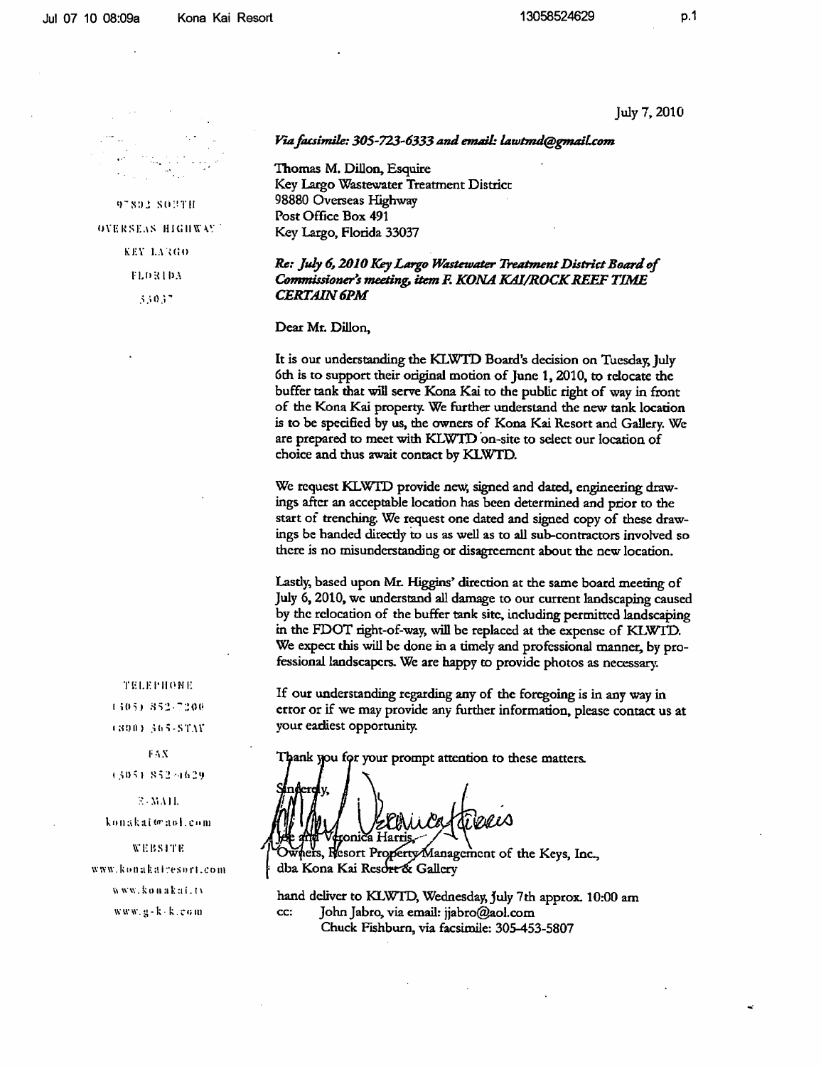July 7, 2010

97892 SOUTH
OVERSEAS HIGHWAY
KEY LARGO
FLORIDA
33037

***Via facsimile: 305-723-6333 and email: lawtmd@gmail.com***

Thomas M. Dillon, Esquire
Key Largo Wastewater Treatment District
98880 Overseas Highway
Post Office Box 491
Key Largo, Florida 33037

***Re: July 6, 2010 Key Largo Wastewater Treatment District Board of Commissioner's meeting, item F. KONA KAI/ROCK REEF TIME CERTAIN 6PM***

Dear Mr. Dillon,

It is our understanding the KLWTD Board's decision on Tuesday, July 6th is to support their original motion of June 1, 2010, to relocate the buffer tank that will serve Kona Kai to the public right of way in front of the Kona Kai property. We further understand the new tank location is to be specified by us, the owners of Kona Kai Resort and Gallery. We are prepared to meet with KLWTD on-site to select our location of choice and thus await contact by KLWTD.

We request KLWTD provide new, signed and dated, engineering drawings after an acceptable location has been determined and prior to the start of trenching. We request one dated and signed copy of these drawings be handed directly to us as well as to all sub-contractors involved so there is no misunderstanding or disagreement about the new location.

Lastly, based upon Mr. Higgins' direction at the same board meeting of July 6, 2010, we understand all damage to our current landscaping caused by the relocation of the buffer tank site, including permitted landscaping in the FDOT right-of-way, will be replaced at the expense of KLWTD. We expect this will be done in a timely and professional manner, by professional landscapers. We are happy to provide photos as necessary.

If our understanding regarding any of the foregoing is in any way in error or if we may provide any further information, please contact us at your earliest opportunity.

Thank you for your prompt attention to these matters.

Sincerely,

Joe and Veronica Harris,
Owners, Resort Property Management of the Keys, Inc.,
dba Kona Kai Resort & Gallery

hand deliver to KLWTD, Wednesday, July 7th approx. 10:00 am

cc: John Jabro, via email: jjabro@aol.com
Chuck Fishburn, via facsimile: 305-453-5807

TELEPHONE
(305) 852-7200
(800) 365-STAY
FAX
(305) 852-4629
E-MAIL
konakai@aol.com
WEBSITE
www.konakairesort.com
www.konakai.tv
www.g-k-k.com